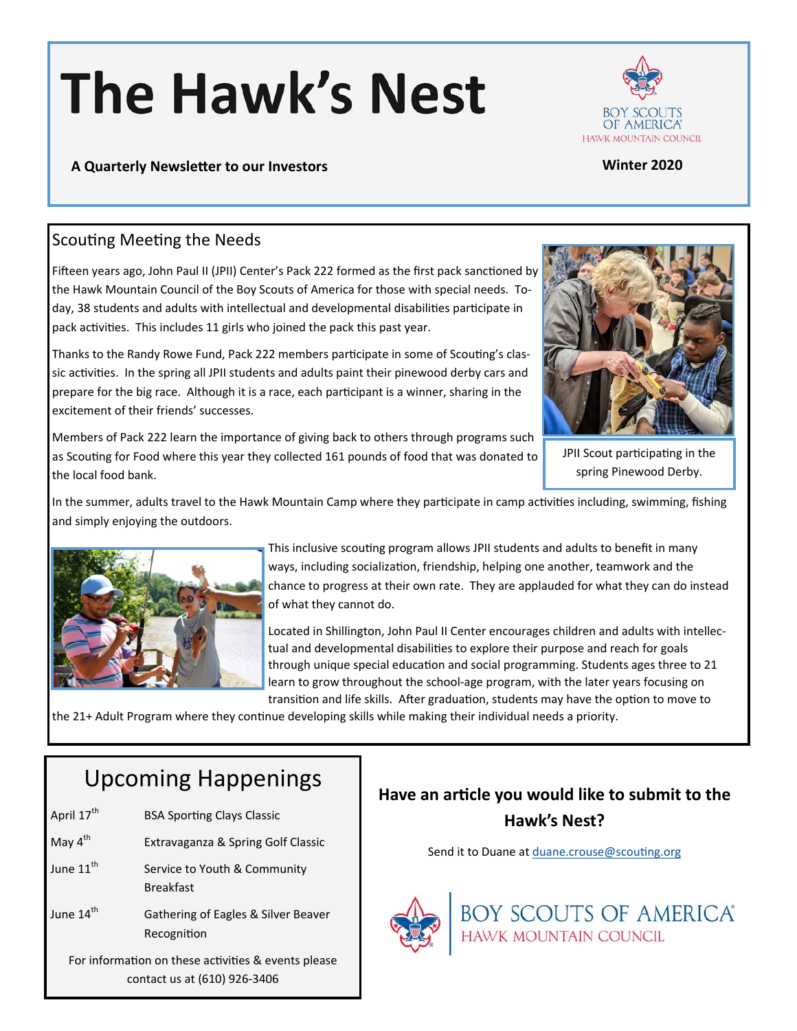# The Hawk's Nest

BOY SCOUTS OF AMERICA
HAWK MOUNTAIN COUNCIL

**A Quarterly Newsletter to our Investors**

**Winter 2020**

## Scouting Meeting the Needs

Fifteen years ago, John Paul II (JPII) Center's Pack 222 formed as the first pack sanctioned by the Hawk Mountain Council of the Boy Scouts of America for those with special needs. Today, 38 students and adults with intellectual and developmental disabilities participate in pack activities. This includes 11 girls who joined the pack this past year.

Thanks to the Randy Rowe Fund, Pack 222 members participate in some of Scouting's classic activities. In the spring all JPII students and adults paint their pinewood derby cars and prepare for the big race. Although it is a race, each participant is a winner, sharing in the excitement of their friends' successes.

Members of Pack 222 learn the importance of giving back to others through programs such as Scouting for Food where this year they collected 161 pounds of food that was donated to the local food bank.

JPII Scout participating in the spring Pinewood Derby.

In the summer, adults travel to the Hawk Mountain Camp where they participate in camp activities including, swimming, fishing and simply enjoying the outdoors.

This inclusive scouting program allows JPII students and adults to benefit in many ways, including socialization, friendship, helping one another, teamwork and the chance to progress at their own rate. They are applauded for what they can do instead of what they cannot do.

Located in Shillington, John Paul II Center encourages children and adults with intellectual and developmental disabilities to explore their purpose and reach for goals through unique special education and social programming. Students ages three to 21 learn to grow throughout the school-age program, with the later years focusing on transition and life skills. After graduation, students may have the option to move to the 21+ Adult Program where they continue developing skills while making their individual needs a priority.

## Upcoming Happenings

| | |
|---|---|
| April 17th | BSA Sporting Clays Classic |
| May 4th | Extravaganza & Spring Golf Classic |
| June 11th | Service to Youth & Community Breakfast |
| June 14th | Gathering of Eagles & Silver Beaver Recognition |

For information on these activities & events please contact us at (610) 926-3406

### Have an article you would like to submit to the Hawk's Nest?

Send it to Duane at duane.crouse@scouting.org

BOY SCOUTS OF AMERICA
HAWK MOUNTAIN COUNCIL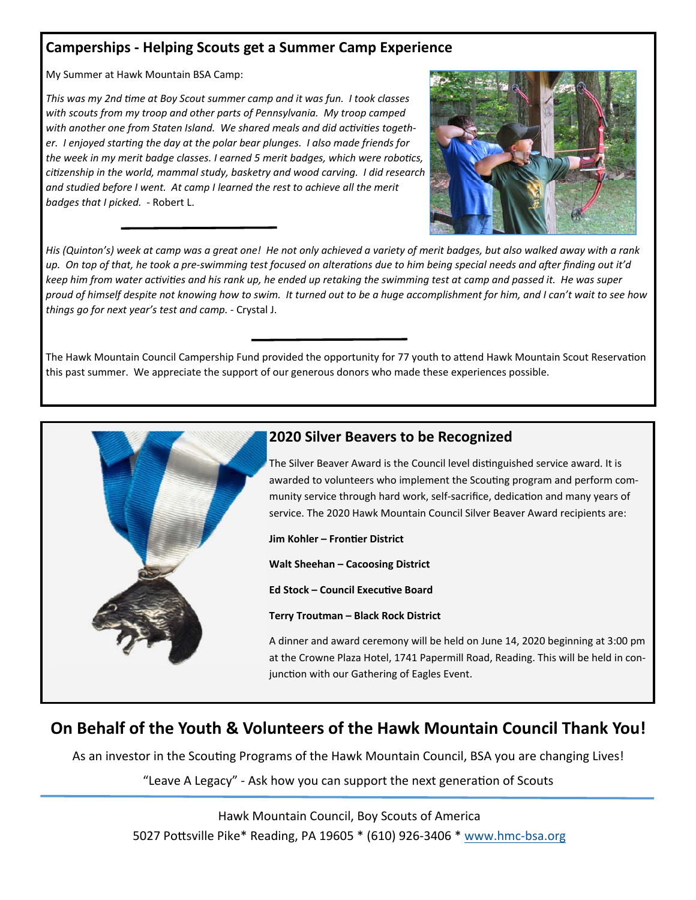## Camperships - Helping Scouts get a Summer Camp Experience

My Summer at Hawk Mountain BSA Camp:

*This was my 2nd time at Boy Scout summer camp and it was fun. I took classes with scouts from my troop and other parts of Pennsylvania. My troop camped with another one from Staten Island. We shared meals and did activities together. I enjoyed starting the day at the polar bear plunges. I also made friends for the week in my merit badge classes. I earned 5 merit badges, which were robotics, citizenship in the world, mammal study, basketry and wood carving. I did research and studied before I went. At camp I learned the rest to achieve all the merit badges that I picked.* - Robert L.

---

*His (Quinton's) week at camp was a great one! He not only achieved a variety of merit badges, but also walked away with a rank up. On top of that, he took a pre-swimming test focused on alterations due to him being special needs and after finding out it'd keep him from water activities and his rank up, he ended up retaking the swimming test at camp and passed it. He was super proud of himself despite not knowing how to swim. It turned out to be a huge accomplishment for him, and I can't wait to see how things go for next year's test and camp.* - Crystal J.

---

The Hawk Mountain Council Campership Fund provided the opportunity for 77 youth to attend Hawk Mountain Scout Reservation this past summer. We appreciate the support of our generous donors who made these experiences possible.

## 2020 Silver Beavers to be Recognized

The Silver Beaver Award is the Council level distinguished service award. It is awarded to volunteers who implement the Scouting program and perform community service through hard work, self-sacrifice, dedication and many years of service. The 2020 Hawk Mountain Council Silver Beaver Award recipients are:

**Jim Kohler – Frontier District**

**Walt Sheehan – Cacoosing District**

**Ed Stock – Council Executive Board**

**Terry Troutman – Black Rock District**

A dinner and award ceremony will be held on June 14, 2020 beginning at 3:00 pm at the Crowne Plaza Hotel, 1741 Papermill Road, Reading. This will be held in conjunction with our Gathering of Eagles Event.

## On Behalf of the Youth & Volunteers of the Hawk Mountain Council Thank You!

As an investor in the Scouting Programs of the Hawk Mountain Council, BSA you are changing Lives!

"Leave A Legacy" - Ask how you can support the next generation of Scouts

---

Hawk Mountain Council, Boy Scouts of America

5027 Pottsville Pike* Reading, PA 19605 * (610) 926-3406 * www.hmc-bsa.org